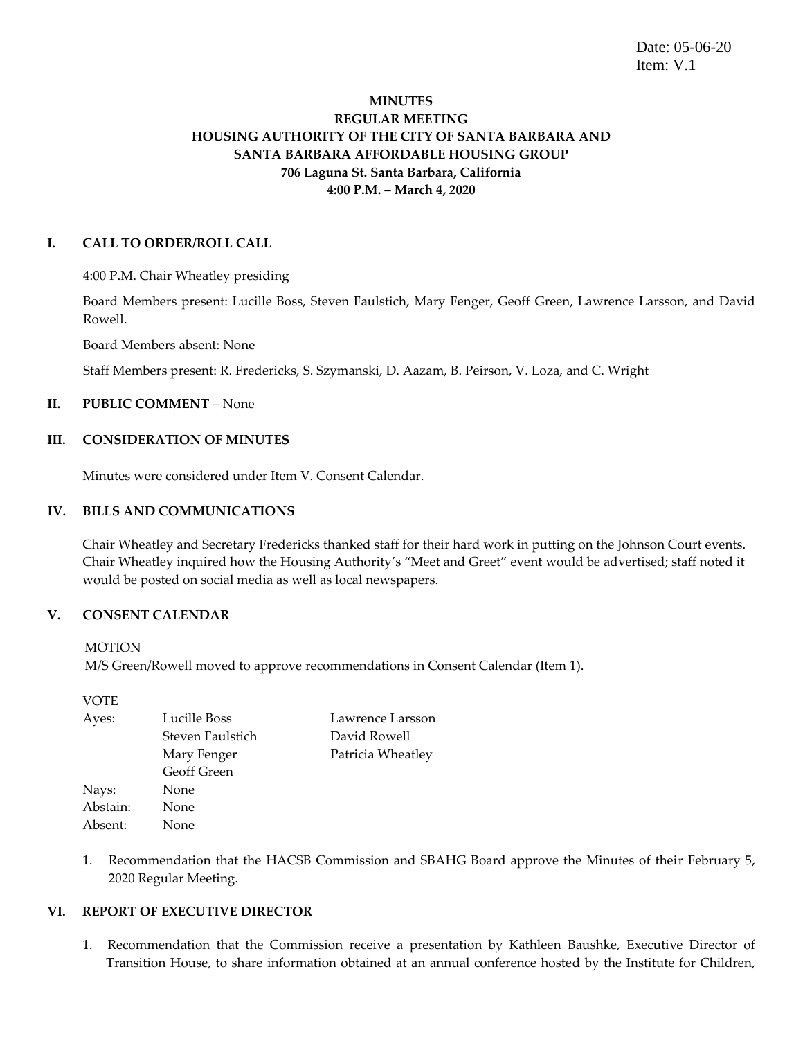Date: 05-06-20
Item: V.1

**MINUTES**
**REGULAR MEETING**
**HOUSING AUTHORITY OF THE CITY OF SANTA BARBARA AND SANTA BARBARA AFFORDABLE HOUSING GROUP**
**706 Laguna St. Santa Barbara, California**
**4:00 P.M. – March 4, 2020**

## I. CALL TO ORDER/ROLL CALL

4:00 P.M. Chair Wheatley presiding

Board Members present: Lucille Boss, Steven Faulstich, Mary Fenger, Geoff Green, Lawrence Larsson, and David Rowell.

Board Members absent: None

Staff Members present: R. Fredericks, S. Szymanski, D. Aazam, B. Peirson, V. Loza, and C. Wright

## II. PUBLIC COMMENT – None

## III. CONSIDERATION OF MINUTES

Minutes were considered under Item V. Consent Calendar.

## IV. BILLS AND COMMUNICATIONS

Chair Wheatley and Secretary Fredericks thanked staff for their hard work in putting on the Johnson Court events. Chair Wheatley inquired how the Housing Authority's "Meet and Greet" event would be advertised; staff noted it would be posted on social media as well as local newspapers.

## V. CONSENT CALENDAR

MOTION
M/S Green/Rowell moved to approve recommendations in Consent Calendar (Item 1).

VOTE

| | | |
|---|---|---|
| Ayes: | Lucille Boss | Lawrence Larsson |
| | Steven Faulstich | David Rowell |
| | Mary Fenger | Patricia Wheatley |
| | Geoff Green | |
| Nays: | None | |
| Abstain: | None | |
| Absent: | None | |

1. Recommendation that the HACSB Commission and SBAHG Board approve the Minutes of their February 5, 2020 Regular Meeting.

## VI. REPORT OF EXECUTIVE DIRECTOR

1. Recommendation that the Commission receive a presentation by Kathleen Baushke, Executive Director of Transition House, to share information obtained at an annual conference hosted by the Institute for Children,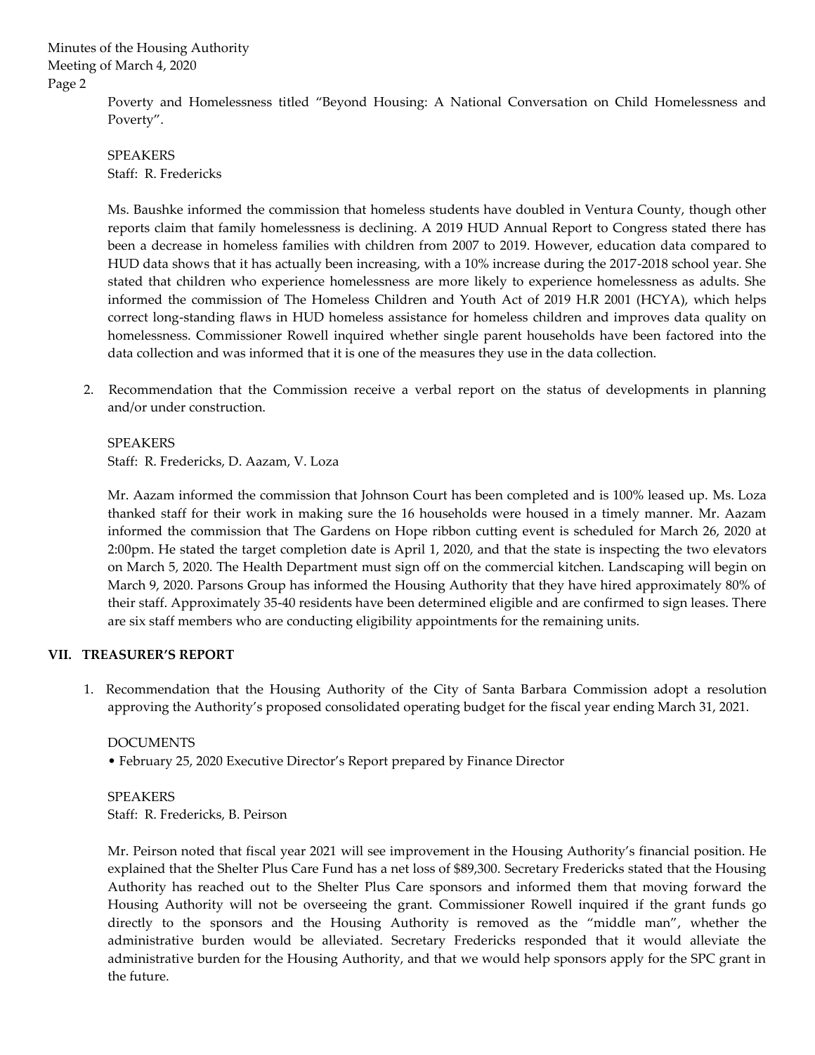Poverty and Homelessness titled "Beyond Housing: A National Conversation on Child Homelessness and Poverty".

SPEAKERS
Staff: R. Fredericks

Ms. Baushke informed the commission that homeless students have doubled in Ventura County, though other reports claim that family homelessness is declining. A 2019 HUD Annual Report to Congress stated there has been a decrease in homeless families with children from 2007 to 2019. However, education data compared to HUD data shows that it has actually been increasing, with a 10% increase during the 2017-2018 school year. She stated that children who experience homelessness are more likely to experience homelessness as adults. She informed the commission of The Homeless Children and Youth Act of 2019 H.R 2001 (HCYA), which helps correct long-standing flaws in HUD homeless assistance for homeless children and improves data quality on homelessness. Commissioner Rowell inquired whether single parent households have been factored into the data collection and was informed that it is one of the measures they use in the data collection.

2. Recommendation that the Commission receive a verbal report on the status of developments in planning and/or under construction.

SPEAKERS
Staff: R. Fredericks, D. Aazam, V. Loza

Mr. Aazam informed the commission that Johnson Court has been completed and is 100% leased up. Ms. Loza thanked staff for their work in making sure the 16 households were housed in a timely manner. Mr. Aazam informed the commission that The Gardens on Hope ribbon cutting event is scheduled for March 26, 2020 at 2:00pm. He stated the target completion date is April 1, 2020, and that the state is inspecting the two elevators on March 5, 2020. The Health Department must sign off on the commercial kitchen. Landscaping will begin on March 9, 2020. Parsons Group has informed the Housing Authority that they have hired approximately 80% of their staff. Approximately 35-40 residents have been determined eligible and are confirmed to sign leases. There are six staff members who are conducting eligibility appointments for the remaining units.

## VII. TREASURER'S REPORT

1. Recommendation that the Housing Authority of the City of Santa Barbara Commission adopt a resolution approving the Authority's proposed consolidated operating budget for the fiscal year ending March 31, 2021.

DOCUMENTS
• February 25, 2020 Executive Director's Report prepared by Finance Director

SPEAKERS
Staff: R. Fredericks, B. Peirson

Mr. Peirson noted that fiscal year 2021 will see improvement in the Housing Authority's financial position. He explained that the Shelter Plus Care Fund has a net loss of $89,300. Secretary Fredericks stated that the Housing Authority has reached out to the Shelter Plus Care sponsors and informed them that moving forward the Housing Authority will not be overseeing the grant. Commissioner Rowell inquired if the grant funds go directly to the sponsors and the Housing Authority is removed as the "middle man", whether the administrative burden would be alleviated. Secretary Fredericks responded that it would alleviate the administrative burden for the Housing Authority, and that we would help sponsors apply for the SPC grant in the future.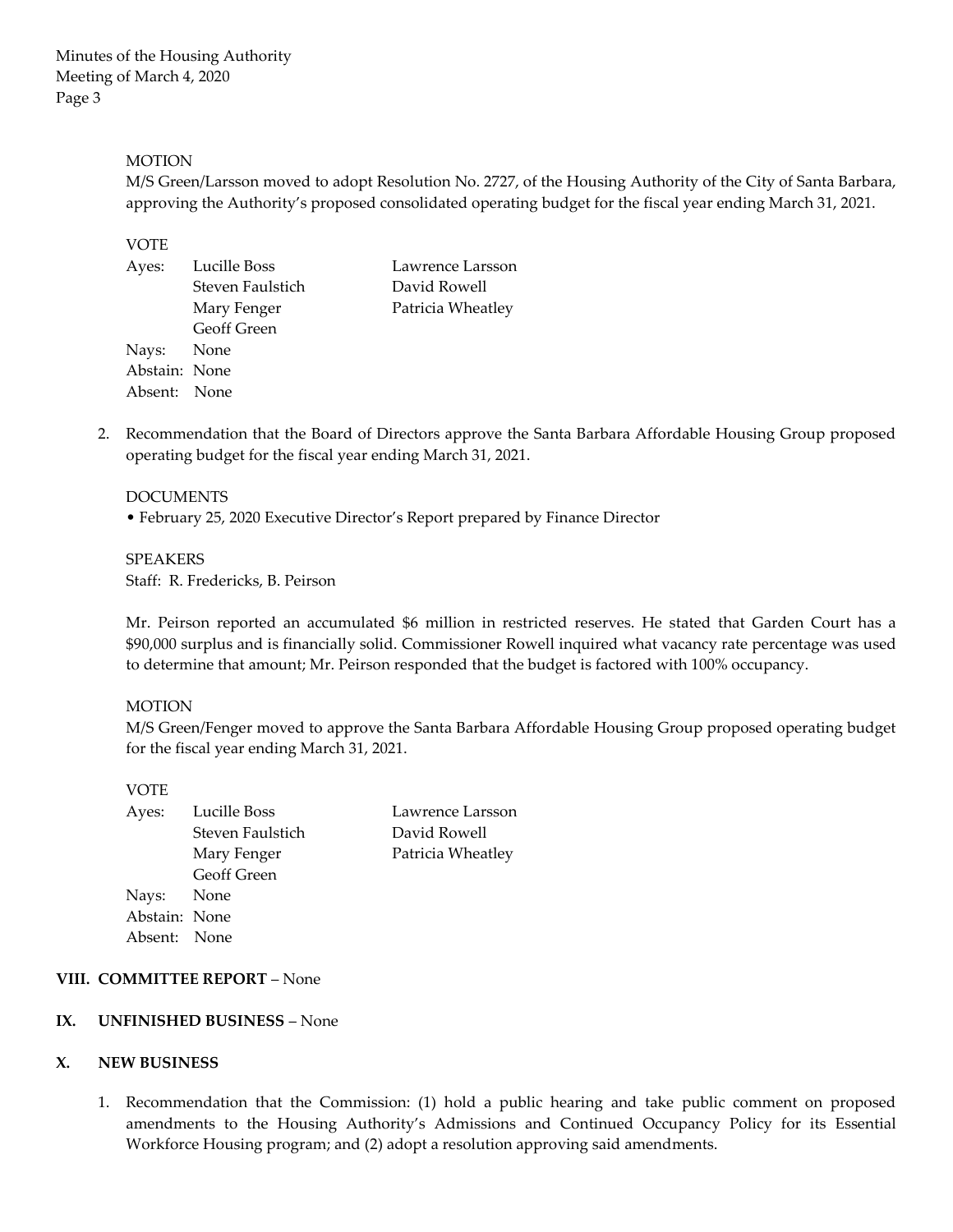MOTION

M/S Green/Larsson moved to adopt Resolution No. 2727, of the Housing Authority of the City of Santa Barbara, approving the Authority's proposed consolidated operating budget for the fiscal year ending March 31, 2021.

VOTE

Ayes: Lucille Boss, Steven Faulstich, Mary Fenger, Geoff Green, Lawrence Larsson, David Rowell, Patricia Wheatley
Nays: None
Abstain: None
Absent: None

2. Recommendation that the Board of Directors approve the Santa Barbara Affordable Housing Group proposed operating budget for the fiscal year ending March 31, 2021.

DOCUMENTS

- February 25, 2020 Executive Director's Report prepared by Finance Director

SPEAKERS

Staff: R. Fredericks, B. Peirson

Mr. Peirson reported an accumulated $6 million in restricted reserves. He stated that Garden Court has a $90,000 surplus and is financially solid. Commissioner Rowell inquired what vacancy rate percentage was used to determine that amount; Mr. Peirson responded that the budget is factored with 100% occupancy.

MOTION

M/S Green/Fenger moved to approve the Santa Barbara Affordable Housing Group proposed operating budget for the fiscal year ending March 31, 2021.

VOTE

Ayes: Lucille Boss, Steven Faulstich, Mary Fenger, Geoff Green, Lawrence Larsson, David Rowell, Patricia Wheatley
Nays: None
Abstain: None
Absent: None

**VIII. COMMITTEE REPORT** – None

**IX. UNFINISHED BUSINESS** – None

**X. NEW BUSINESS**

1. Recommendation that the Commission: (1) hold a public hearing and take public comment on proposed amendments to the Housing Authority's Admissions and Continued Occupancy Policy for its Essential Workforce Housing program; and (2) adopt a resolution approving said amendments.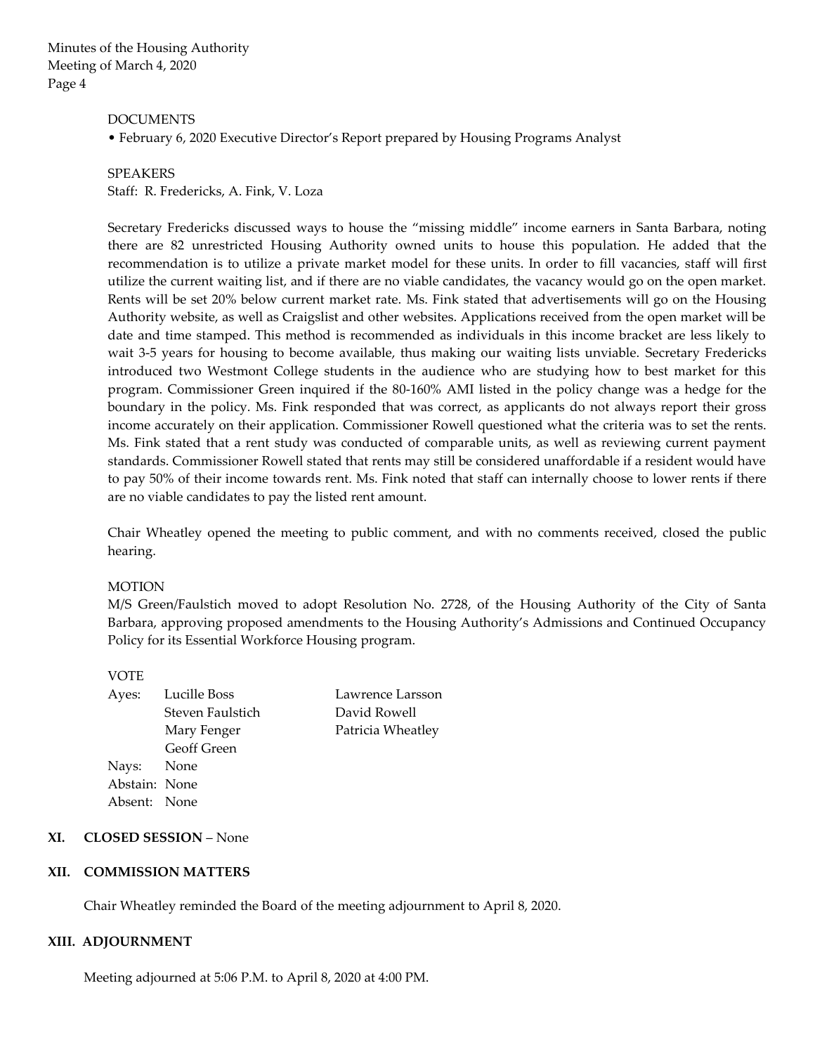DOCUMENTS

• February 6, 2020 Executive Director's Report prepared by Housing Programs Analyst

SPEAKERS

Staff: R. Fredericks, A. Fink, V. Loza

Secretary Fredericks discussed ways to house the "missing middle" income earners in Santa Barbara, noting there are 82 unrestricted Housing Authority owned units to house this population. He added that the recommendation is to utilize a private market model for these units. In order to fill vacancies, staff will first utilize the current waiting list, and if there are no viable candidates, the vacancy would go on the open market. Rents will be set 20% below current market rate. Ms. Fink stated that advertisements will go on the Housing Authority website, as well as Craigslist and other websites. Applications received from the open market will be date and time stamped. This method is recommended as individuals in this income bracket are less likely to wait 3-5 years for housing to become available, thus making our waiting lists unviable. Secretary Fredericks introduced two Westmont College students in the audience who are studying how to best market for this program. Commissioner Green inquired if the 80-160% AMI listed in the policy change was a hedge for the boundary in the policy. Ms. Fink responded that was correct, as applicants do not always report their gross income accurately on their application. Commissioner Rowell questioned what the criteria was to set the rents. Ms. Fink stated that a rent study was conducted of comparable units, as well as reviewing current payment standards. Commissioner Rowell stated that rents may still be considered unaffordable if a resident would have to pay 50% of their income towards rent. Ms. Fink noted that staff can internally choose to lower rents if there are no viable candidates to pay the listed rent amount.

Chair Wheatley opened the meeting to public comment, and with no comments received, closed the public hearing.

MOTION

M/S Green/Faulstich moved to adopt Resolution No. 2728, of the Housing Authority of the City of Santa Barbara, approving proposed amendments to the Housing Authority's Admissions and Continued Occupancy Policy for its Essential Workforce Housing program.

VOTE

| | | |
|---|---|---|
| Ayes: | Lucille Boss | Lawrence Larsson |
| | Steven Faulstich | David Rowell |
| | Mary Fenger | Patricia Wheatley |
| | Geoff Green | |
| Nays: | None | |
| Abstain: | None | |
| Absent: | None | |

## XI. CLOSED SESSION – None

## XII. COMMISSION MATTERS

Chair Wheatley reminded the Board of the meeting adjournment to April 8, 2020.

## XIII. ADJOURNMENT

Meeting adjourned at 5:06 P.M. to April 8, 2020 at 4:00 PM.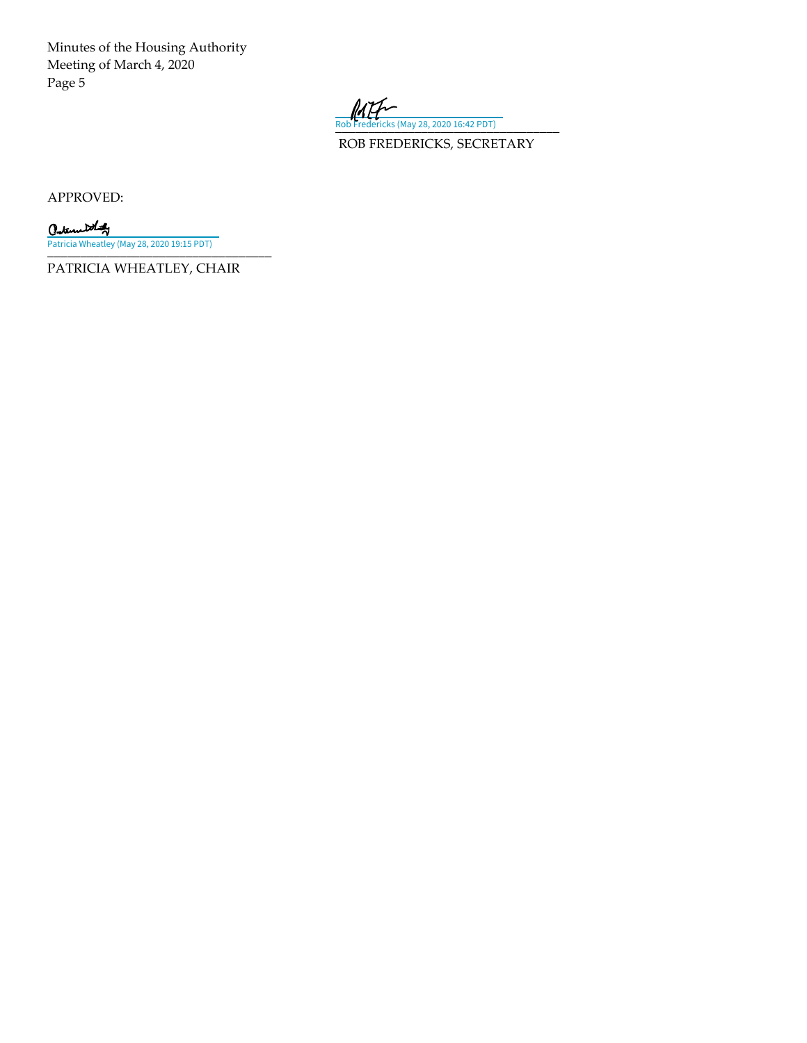Rob Fredericks (May 28, 2020 16:42 PDT)

ROB FREDERICKS, SECRETARY

APPROVED:

Patricia Wheatley (May 28, 2020 19:15 PDT)

PATRICIA WHEATLEY, CHAIR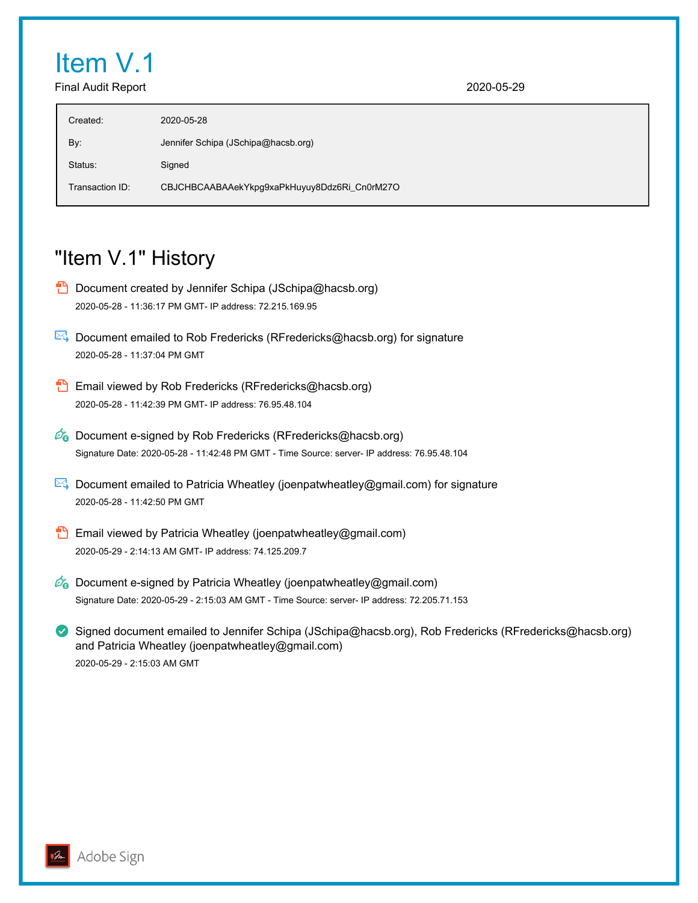# Item V.1

Final Audit Report 2020-05-29

| | |
|---|---|
| Created: | 2020-05-28 |
| By: | Jennifer Schipa (JSchipa@hacsb.org) |
| Status: | Signed |
| Transaction ID: | CBJCHBCAABAAekYkpg9xaPkHuyuy8Ddz6Ri_Cn0rM27O |

## "Item V.1" History

- Document created by Jennifer Schipa (JSchipa@hacsb.org)
  2020-05-28 - 11:36:17 PM GMT- IP address: 72.215.169.95

- Document emailed to Rob Fredericks (RFredericks@hacsb.org) for signature
  2020-05-28 - 11:37:04 PM GMT

- Email viewed by Rob Fredericks (RFredericks@hacsb.org)
  2020-05-28 - 11:42:39 PM GMT- IP address: 76.95.48.104

- Document e-signed by Rob Fredericks (RFredericks@hacsb.org)
  Signature Date: 2020-05-28 - 11:42:48 PM GMT - Time Source: server- IP address: 76.95.48.104

- Document emailed to Patricia Wheatley (joenpatwheatley@gmail.com) for signature
  2020-05-28 - 11:42:50 PM GMT

- Email viewed by Patricia Wheatley (joenpatwheatley@gmail.com)
  2020-05-29 - 2:14:13 AM GMT- IP address: 74.125.209.7

- Document e-signed by Patricia Wheatley (joenpatwheatley@gmail.com)
  Signature Date: 2020-05-29 - 2:15:03 AM GMT - Time Source: server- IP address: 72.205.71.153

- Signed document emailed to Jennifer Schipa (JSchipa@hacsb.org), Rob Fredericks (RFredericks@hacsb.org) and Patricia Wheatley (joenpatwheatley@gmail.com)
  2020-05-29 - 2:15:03 AM GMT

Adobe Sign